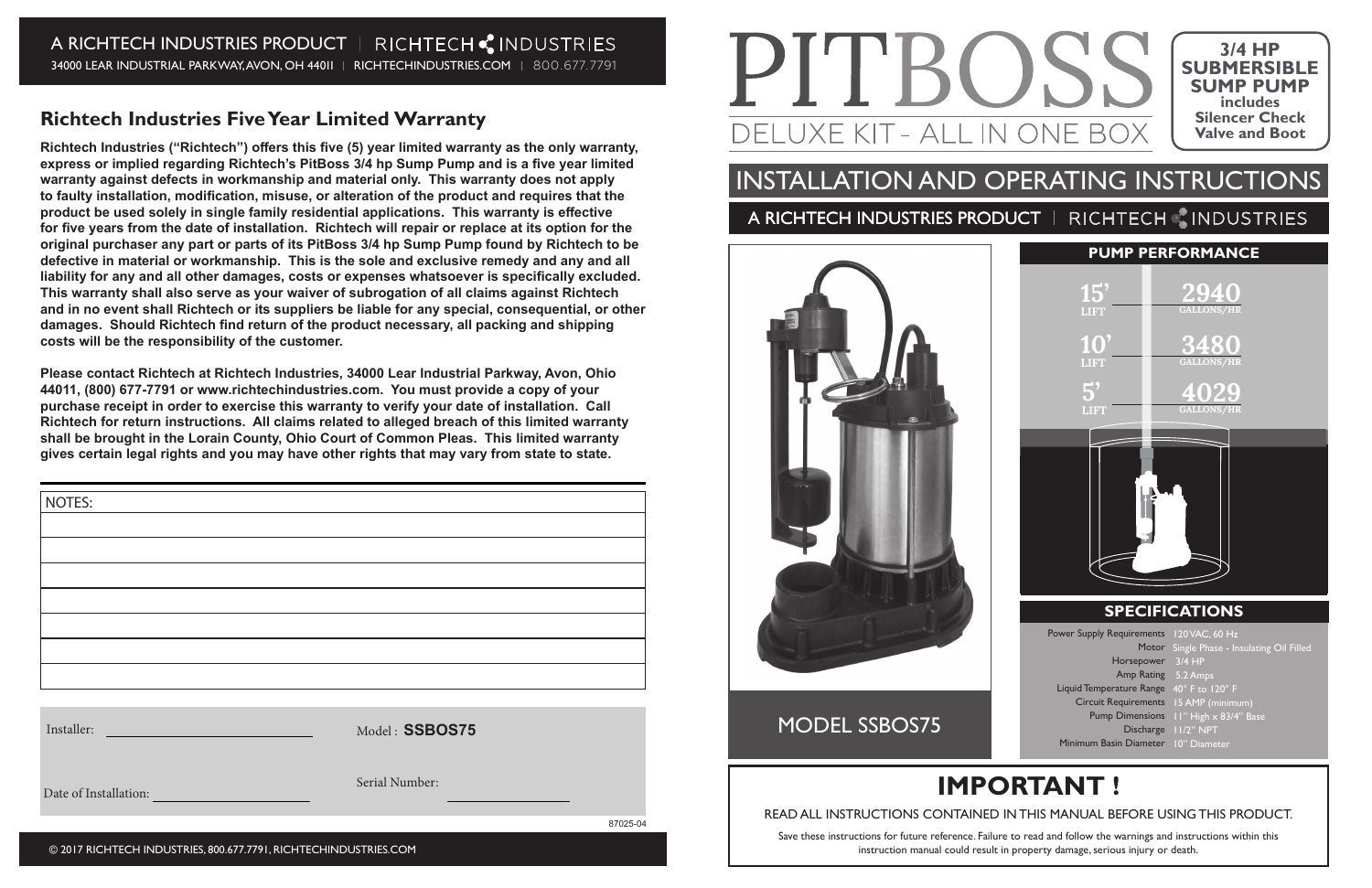A RICHTECH INDUSTRIES PRODUCT | RICHTECH INDUSTRIES

34000 LEAR INDUSTRIAL PARKWAY, AVON, OH 44011 | RICHTECHINDUSTRIES.COM | 800.677.7791

## Richtech Industries Five Year Limited Warranty

**Richtech Industries ("Richtech") offers this five (5) year limited warranty as the only warranty, express or implied regarding Richtech's PitBoss 3/4 hp Sump Pump and is a five year limited warranty against defects in workmanship and material only. This warranty does not apply to faulty installation, modification, misuse, or alteration of the product and requires that the product be used solely in single family residential applications. This warranty is effective for five years from the date of installation. Richtech will repair or replace at its option for the original purchaser any part or parts of its PitBoss 3/4 hp Sump Pump found by Richtech to be defective in material or workmanship. This is the sole and exclusive remedy and any and all liability for any and all other damages, costs or expenses whatsoever is specifically excluded. This warranty shall also serve as your waiver of subrogation of all claims against Richtech and in no event shall Richtech or its suppliers be liable for any special, consequential, or other damages. Should Richtech find return of the product necessary, all packing and shipping costs will be the responsibility of the customer.**

**Please contact Richtech at Richtech Industries, 34000 Lear Industrial Parkway, Avon, Ohio 44011, (800) 677-7791 or www.richtechindustries.com. You must provide a copy of your purchase receipt in order to exercise this warranty to verify your date of installation. Call Richtech for return instructions. All claims related to alleged breach of this limited warranty shall be brought in the Lorain County, Ohio Court of Common Pleas. This limited warranty gives certain legal rights and you may have other rights that may vary from state to state.**

NOTES:

Installer: ____________________

Model : **SSBOS75**

Date of Installation: ____________________

Serial Number: ____________________

87025-04

© 2017 RICHTECH INDUSTRIES, 800.677.7791, RICHTECHINDUSTRIES.COM

# PITBOSS

DELUXE KIT - ALL IN ONE BOX

**3/4 HP SUBMERSIBLE SUMP PUMP includes Silencer Check Valve and Boot**

# INSTALLATION AND OPERATING INSTRUCTIONS

A RICHTECH INDUSTRIES PRODUCT | RICHTECH INDUSTRIES

MODEL SSBOS75

## PUMP PERFORMANCE

| Lift | Gallons/Hr |
|---|---|
| 15' | 2940 |
| 10' | 3480 |
| 5' | 4029 |

## SPECIFICATIONS

| | |
|---|---|
| Power Supply Requirements | 120VAC, 60 Hz |
| Motor | Single Phase - Insulating Oil Filled |
| Horsepower | 3/4 HP |
| Amp Rating | 5.2 Amps |
| Liquid Temperature Range | 40° F to 120° F |
| Circuit Requirements | 15 AMP (minimum) |
| Pump Dimensions | 11" High x 8 3/4" Base |
| Discharge | 1 1/2" NPT |
| Minimum Basin Diameter | 10" Diameter |

# IMPORTANT !

READ ALL INSTRUCTIONS CONTAINED IN THIS MANUAL BEFORE USING THIS PRODUCT.

Save these instructions for future reference. Failure to read and follow the warnings and instructions within this instruction manual could result in property damage, serious injury or death.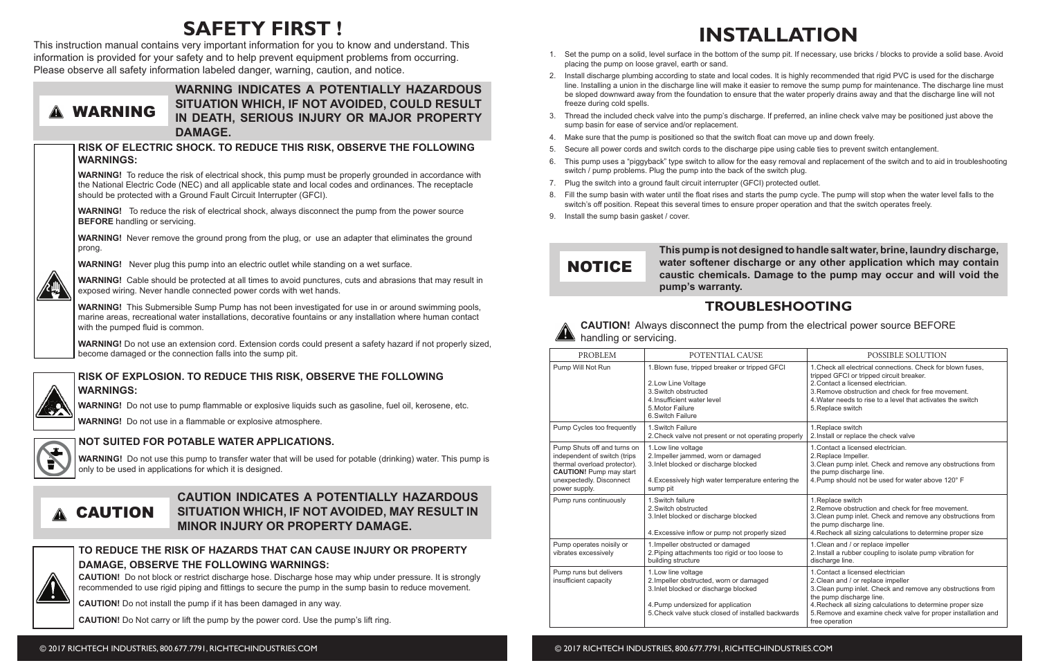# SAFETY FIRST !

This instruction manual contains very important information for you to know and understand. This information is provided for your safety and to help prevent equipment problems from occurring. Please observe all safety information labeled danger, warning, caution, and notice.

**⚠ WARNING**

**WARNING INDICATES A POTENTIALLY HAZARDOUS SITUATION WHICH, IF NOT AVOIDED, COULD RESULT IN DEATH, SERIOUS INJURY OR MAJOR PROPERTY DAMAGE.**

**RISK OF ELECTRIC SHOCK. TO REDUCE THIS RISK, OBSERVE THE FOLLOWING WARNINGS:**

**WARNING!** To reduce the risk of electrical shock, this pump must be properly grounded in accordance with the National Electric Code (NEC) and all applicable state and local codes and ordinances. The receptacle should be protected with a Ground Fault Circuit Interrupter (GFCI).

**WARNING!** To reduce the risk of electrical shock, always disconnect the pump from the power source **BEFORE** handling or servicing.

**WARNING!** Never remove the ground prong from the plug, or use an adapter that eliminates the ground prong.

**WARNING!** Never plug this pump into an electric outlet while standing on a wet surface.

**WARNING!** Cable should be protected at all times to avoid punctures, cuts and abrasions that may result in exposed wiring. Never handle connected power cords with wet hands.

**WARNING!** This Submersible Sump Pump has not been investigated for use in or around swimming pools, marine areas, recreational water installations, decorative fountains or any installation where human contact with the pumped fluid is common.

**WARNING!** Do not use an extension cord. Extension cords could present a safety hazard if not properly sized, become damaged or the connection falls into the sump pit.

**RISK OF EXPLOSION. TO REDUCE THIS RISK, OBSERVE THE FOLLOWING WARNINGS:**

**WARNING!** Do not use to pump flammable or explosive liquids such as gasoline, fuel oil, kerosene, etc.

**WARNING!** Do not use in a flammable or explosive atmosphere.

**NOT SUITED FOR POTABLE WATER APPLICATIONS.**

**WARNING!** Do not use this pump to transfer water that will be used for potable (drinking) water. This pump is only to be used in applications for which it is designed.

**⚠ CAUTION**

**CAUTION INDICATES A POTENTIALLY HAZARDOUS SITUATION WHICH, IF NOT AVOIDED, MAY RESULT IN MINOR INJURY OR PROPERTY DAMAGE.**

**TO REDUCE THE RISK OF HAZARDS THAT CAN CAUSE INJURY OR PROPERTY DAMAGE, OBSERVE THE FOLLOWING WARNINGS:**

**CAUTION!** Do not block or restrict discharge hose. Discharge hose may whip under pressure. It is strongly recommended to use rigid piping and fittings to secure the pump in the sump basin to reduce movement.

**CAUTION!** Do not install the pump if it has been damaged in any way.

**CAUTION!** Do Not carry or lift the pump by the power cord. Use the pump's lift ring.

# INSTALLATION

1. Set the pump on a solid, level surface in the bottom of the sump pit. If necessary, use bricks / blocks to provide a solid base. Avoid placing the pump on loose gravel, earth or sand.
2. Install discharge plumbing according to state and local codes. It is highly recommended that rigid PVC is used for the discharge line. Installing a union in the discharge line will make it easier to remove the sump pump for maintenance. The discharge line must be sloped downward away from the foundation to ensure that the water properly drains away and that the discharge line will not freeze during cold spells.
3. Thread the included check valve into the pump's discharge. If preferred, an inline check valve may be positioned just above the sump basin for ease of service and/or replacement.
4. Make sure that the pump is positioned so that the switch float can move up and down freely.
5. Secure all power cords and switch cords to the discharge pipe using cable ties to prevent switch entanglement.
6. This pump uses a "piggyback" type switch to allow for the easy removal and replacement of the switch and to aid in troubleshooting switch / pump problems. Plug the pump into the back of the switch plug.
7. Plug the switch into a ground fault circuit interrupter (GFCI) protected outlet.
8. Fill the sump basin with water until the float rises and starts the pump cycle. The pump will stop when the water level falls to the switch's off position. Repeat this several times to ensure proper operation and that the switch operates freely.
9. Install the sump basin gasket / cover.

**NOTICE**

**This pump is not designed to handle salt water, brine, laundry discharge, water softener discharge or any other application which may contain caustic chemicals. Damage to the pump may occur and will void the pump's warranty.**

## TROUBLESHOOTING

**CAUTION!** Always disconnect the pump from the electrical power source BEFORE handling or servicing.

| PROBLEM | POTENTIAL CAUSE | POSSIBLE SOLUTION |
| --- | --- | --- |
| Pump Will Not Run | 1. Blown fuse, tripped breaker or tripped GFCI<br>2. Low Line Voltage<br>3. Switch obstructed<br>4. Insufficient water level<br>5. Motor Failure<br>6. Switch Failure | 1. Check all electrical connections. Check for blown fuses, tripped GFCI or tripped circuit breaker.<br>2. Contact a licensed electrician.<br>3. Remove obstruction and check for free movement.<br>4. Water needs to rise to a level that activates the switch<br>5. Replace switch |
| Pump Cycles too frequently | 1. Switch Failure<br>2. Check valve not present or not operating properly | 1. Replace switch<br>2. Install or replace the check valve |
| Pump Shuts off and turns on independent of switch (trips thermal overload protector). **CAUTION!** Pump may start unexpectedly. Disconnect power supply. | 1. Low line voltage<br>2. Impeller jammed, worn or damaged<br>3. Inlet blocked or discharge blocked<br>4. Excessively high water temperature entering the sump pit | 1. Contact a licensed electrician.<br>2. Replace Impeller.<br>3. Clean pump inlet. Check and remove any obstructions from the pump discharge line.<br>4. Pump should not be used for water above 120° F |
| Pump runs continuously | 1. Switch failure<br>2. Switch obstructed<br>3. Inlet blocked or discharge blocked<br>4. Excessive inflow or pump not properly sized | 1. Replace switch<br>2. Remove obstruction and check for free movement.<br>3. Clean pump inlet. Check and remove any obstructions from the pump discharge line.<br>4. Recheck all sizing calculations to determine proper size |
| Pump operates noisily or vibrates excessively | 1. Impeller obstructed or damaged<br>2. Piping attachments too rigid or too loose to building structure | 1. Clean and / or replace impeller<br>2. Install a rubber coupling to isolate pump vibration for discharge line. |
| Pump runs but delivers insufficient capacity | 1. Low line voltage<br>2. Impeller obstructed, worn or damaged<br>3. Inlet blocked or discharge blocked<br>4. Pump undersized for application<br>5. Check valve stuck closed of installed backwards | 1. Contact a licensed electrician<br>2. Clean and / or replace impeller<br>3. Clean pump inlet. Check and remove any obstructions from the pump discharge line.<br>4. Recheck all sizing calculations to determine proper size<br>5. Remove and examine check valve for proper installation and free operation |